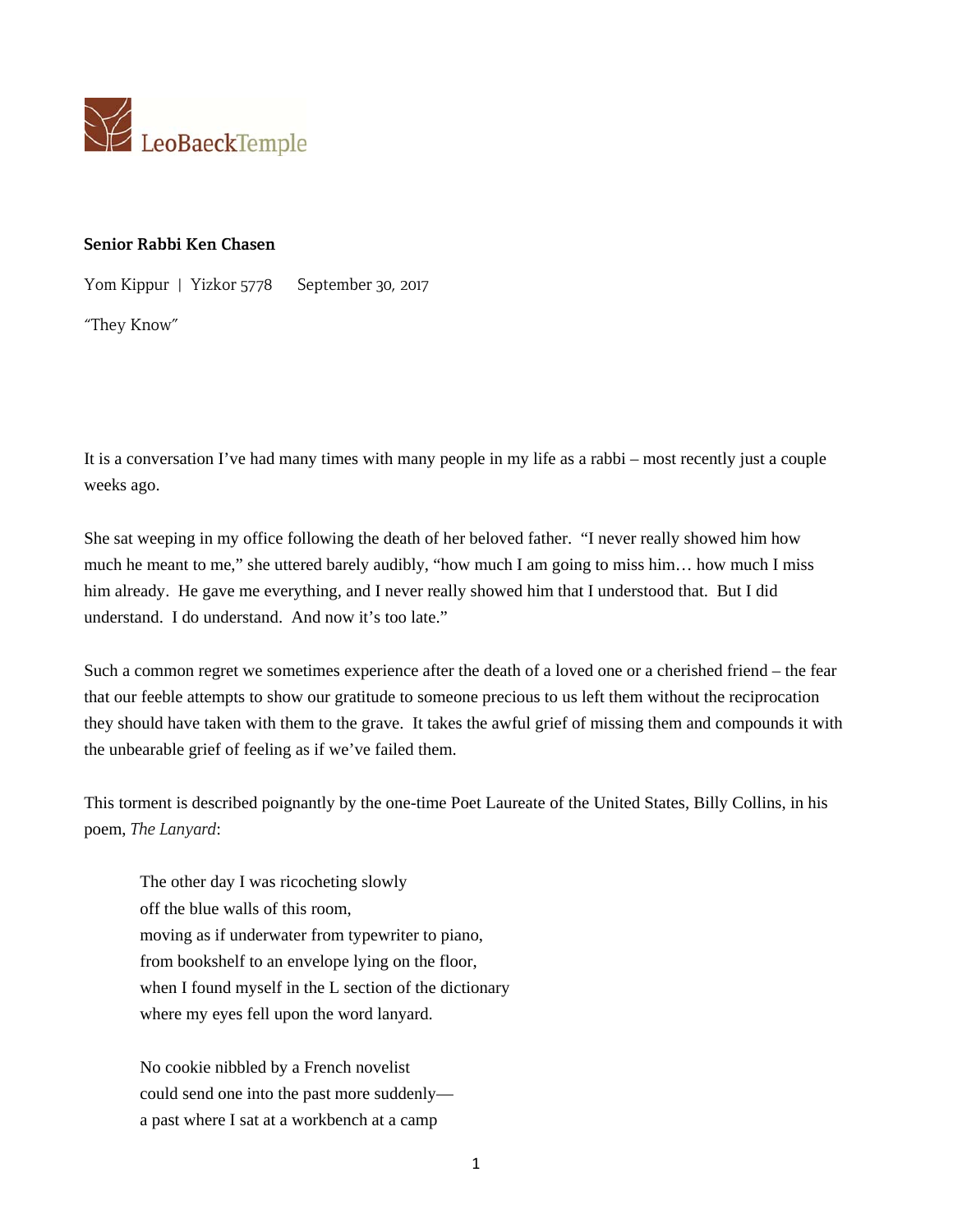LeoBaeckTemple

**Senior Rabbi Ken Chasen**

Yom Kippur | Yizkor 5778 September 30, 2017

"They Know"

It is a conversation I've had many times with many people in my life as a rabbi – most recently just a couple weeks ago.

She sat weeping in my office following the death of her beloved father. "I never really showed him how much he meant to me," she uttered barely audibly, "how much I am going to miss him… how much I miss him already. He gave me everything, and I never really showed him that I understood that. But I did understand. I do understand. And now it's too late."

Such a common regret we sometimes experience after the death of a loved one or a cherished friend – the fear that our feeble attempts to show our gratitude to someone precious to us left them without the reciprocation they should have taken with them to the grave. It takes the awful grief of missing them and compounds it with the unbearable grief of feeling as if we've failed them.

This torment is described poignantly by the one-time Poet Laureate of the United States, Billy Collins, in his poem, *The Lanyard*:

> The other day I was ricocheting slowly
> off the blue walls of this room,
> moving as if underwater from typewriter to piano,
> from bookshelf to an envelope lying on the floor,
> when I found myself in the L section of the dictionary
> where my eyes fell upon the word lanyard.
>
> No cookie nibbled by a French novelist
> could send one into the past more suddenly—
> a past where I sat at a workbench at a camp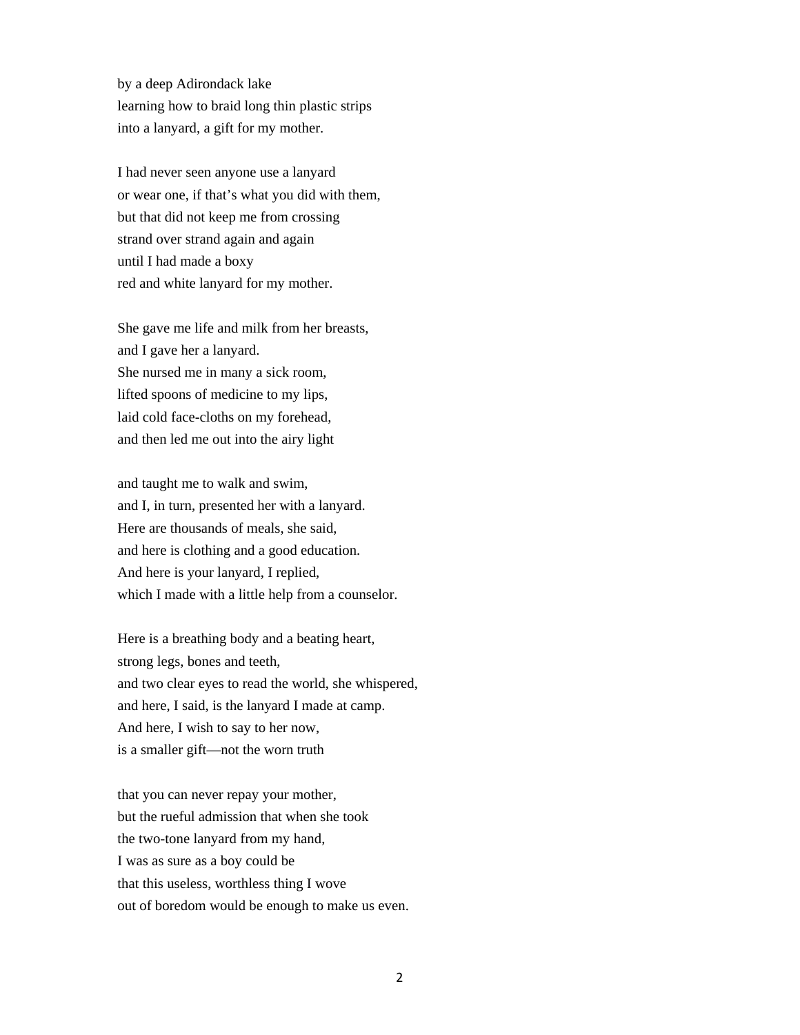by a deep Adirondack lake  
learning how to braid long thin plastic strips  
into a lanyard, a gift for my mother.

I had never seen anyone use a lanyard  
or wear one, if that's what you did with them,  
but that did not keep me from crossing  
strand over strand again and again  
until I had made a boxy  
red and white lanyard for my mother.

She gave me life and milk from her breasts,  
and I gave her a lanyard.  
She nursed me in many a sick room,  
lifted spoons of medicine to my lips,  
laid cold face-cloths on my forehead,  
and then led me out into the airy light

and taught me to walk and swim,  
and I, in turn, presented her with a lanyard.  
Here are thousands of meals, she said,  
and here is clothing and a good education.  
And here is your lanyard, I replied,  
which I made with a little help from a counselor.

Here is a breathing body and a beating heart,  
strong legs, bones and teeth,  
and two clear eyes to read the world, she whispered,  
and here, I said, is the lanyard I made at camp.  
And here, I wish to say to her now,  
is a smaller gift—not the worn truth

that you can never repay your mother,  
but the rueful admission that when she took  
the two-tone lanyard from my hand,  
I was as sure as a boy could be  
that this useless, worthless thing I wove  
out of boredom would be enough to make us even.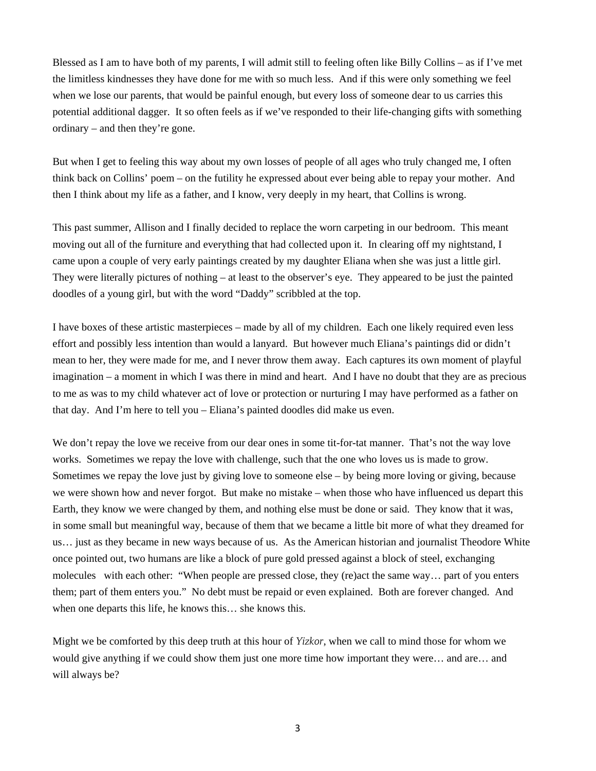Blessed as I am to have both of my parents, I will admit still to feeling often like Billy Collins – as if I've met the limitless kindnesses they have done for me with so much less. And if this were only something we feel when we lose our parents, that would be painful enough, but every loss of someone dear to us carries this potential additional dagger. It so often feels as if we've responded to their life-changing gifts with something ordinary – and then they're gone.

But when I get to feeling this way about my own losses of people of all ages who truly changed me, I often think back on Collins' poem – on the futility he expressed about ever being able to repay your mother. And then I think about my life as a father, and I know, very deeply in my heart, that Collins is wrong.

This past summer, Allison and I finally decided to replace the worn carpeting in our bedroom. This meant moving out all of the furniture and everything that had collected upon it. In clearing off my nightstand, I came upon a couple of very early paintings created by my daughter Eliana when she was just a little girl. They were literally pictures of nothing – at least to the observer's eye. They appeared to be just the painted doodles of a young girl, but with the word "Daddy" scribbled at the top.

I have boxes of these artistic masterpieces – made by all of my children. Each one likely required even less effort and possibly less intention than would a lanyard. But however much Eliana's paintings did or didn't mean to her, they were made for me, and I never throw them away. Each captures its own moment of playful imagination – a moment in which I was there in mind and heart. And I have no doubt that they are as precious to me as was to my child whatever act of love or protection or nurturing I may have performed as a father on that day. And I'm here to tell you – Eliana's painted doodles did make us even.

We don't repay the love we receive from our dear ones in some tit-for-tat manner. That's not the way love works. Sometimes we repay the love with challenge, such that the one who loves us is made to grow. Sometimes we repay the love just by giving love to someone else – by being more loving or giving, because we were shown how and never forgot. But make no mistake – when those who have influenced us depart this Earth, they know we were changed by them, and nothing else must be done or said. They know that it was, in some small but meaningful way, because of them that we became a little bit more of what they dreamed for us… just as they became in new ways because of us. As the American historian and journalist Theodore White once pointed out, two humans are like a block of pure gold pressed against a block of steel, exchanging molecules with each other: "When people are pressed close, they (re)act the same way… part of you enters them; part of them enters you." No debt must be repaid or even explained. Both are forever changed. And when one departs this life, he knows this… she knows this.

Might we be comforted by this deep truth at this hour of *Yizkor*, when we call to mind those for whom we would give anything if we could show them just one more time how important they were… and are… and will always be?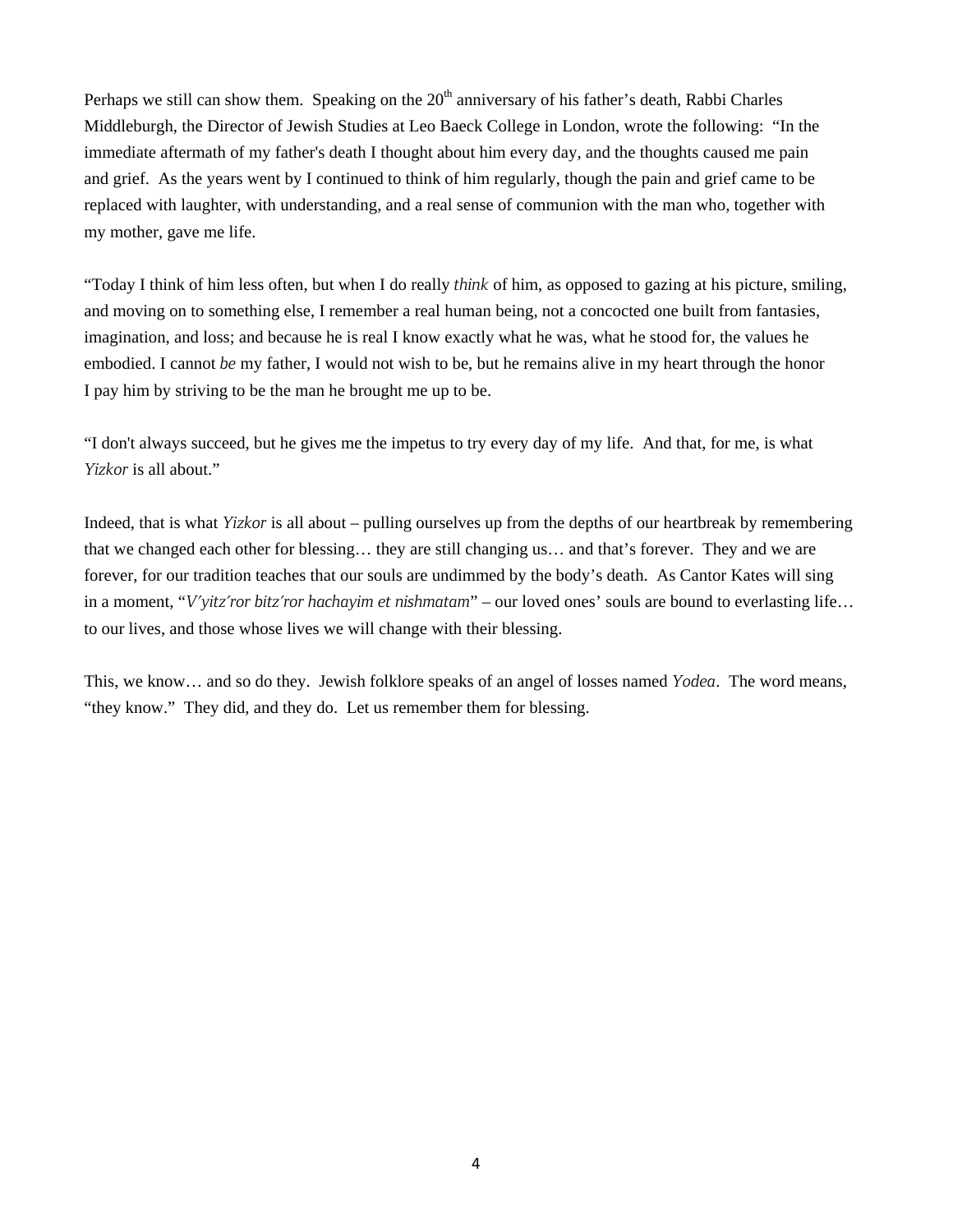Perhaps we still can show them. Speaking on the 20th anniversary of his father's death, Rabbi Charles Middleburgh, the Director of Jewish Studies at Leo Baeck College in London, wrote the following: "In the immediate aftermath of my father's death I thought about him every day, and the thoughts caused me pain and grief. As the years went by I continued to think of him regularly, though the pain and grief came to be replaced with laughter, with understanding, and a real sense of communion with the man who, together with my mother, gave me life.

"Today I think of him less often, but when I do really *think* of him, as opposed to gazing at his picture, smiling, and moving on to something else, I remember a real human being, not a concocted one built from fantasies, imagination, and loss; and because he is real I know exactly what he was, what he stood for, the values he embodied. I cannot *be* my father, I would not wish to be, but he remains alive in my heart through the honor I pay him by striving to be the man he brought me up to be.

"I don't always succeed, but he gives me the impetus to try every day of my life. And that, for me, is what *Yizkor* is all about."

Indeed, that is what *Yizkor* is all about – pulling ourselves up from the depths of our heartbreak by remembering that we changed each other for blessing… they are still changing us… and that's forever. They and we are forever, for our tradition teaches that our souls are undimmed by the body's death. As Cantor Kates will sing in a moment, "*V′yitz′ror bitz′ror hachayim et nishmatam*" – our loved ones' souls are bound to everlasting life… to our lives, and those whose lives we will change with their blessing.

This, we know… and so do they. Jewish folklore speaks of an angel of losses named *Yodea*. The word means, "they know." They did, and they do. Let us remember them for blessing.